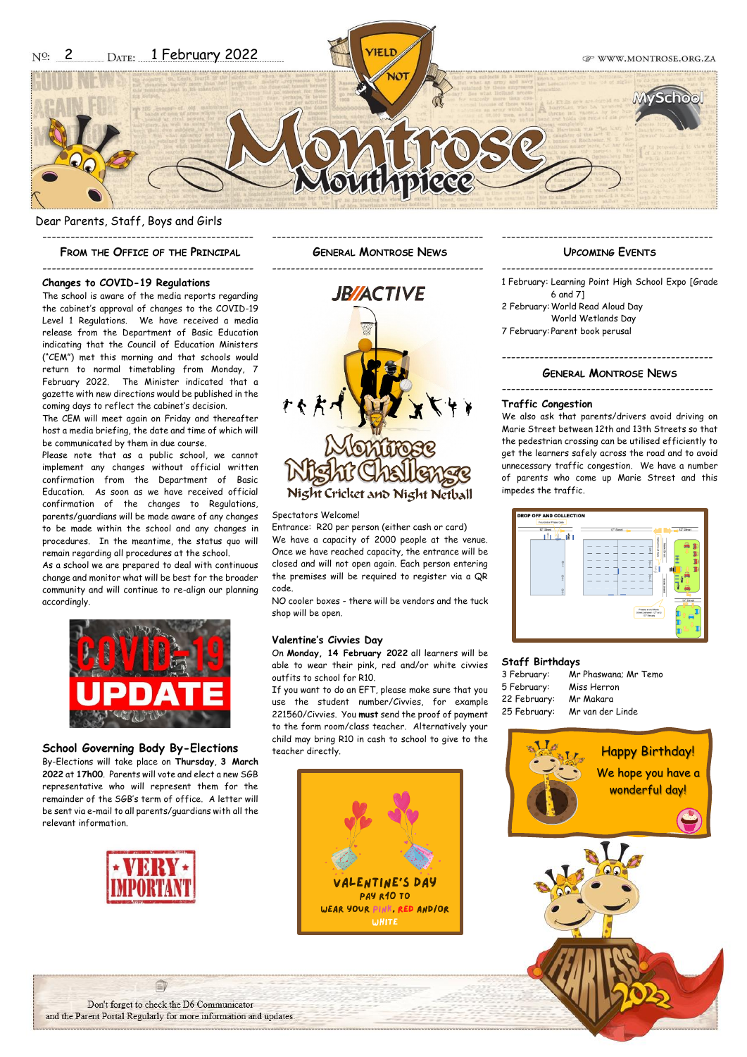No: 2 Date: 1 February 2022

www.montrose.org.za

# Montrose Mouthpiece

Dear Parents, Staff, Boys and Girls

## From the Office of the Principal

### Changes to COVID-19 Regulations

The school is aware of the media reports regarding the cabinet's approval of changes to the COVID-19 Level 1 Regulations. We have received a media release from the Department of Basic Education indicating that the Council of Education Ministers ("CEM") met this morning and that schools would return to normal timetabling from Monday, 7 February 2022. The Minister indicated that a gazette with new directions would be published in the coming days to reflect the cabinet's decision.

The CEM will meet again on Friday and thereafter host a media briefing, the date and time of which will be communicated by them in due course.

Please note that as a public school, we cannot implement any changes without official written confirmation from the Department of Basic Education. As soon as we have received official confirmation of the changes to Regulations, parents/guardians will be made aware of any changes to be made within the school and any changes in procedures. In the meantime, the status quo will remain regarding all procedures at the school.

As a school we are prepared to deal with continuous change and monitor what will be best for the broader community and will continue to re-align our planning accordingly.

### School Governing Body By-Elections

By-Elections will take place on **Thursday, 3 March 2022** at **17h00**. Parents will vote and elect a new SGB representative who will represent them for the remainder of the SGB's term of office. A letter will be sent via e-mail to all parents/guardians with all the relevant information.

## General Montrose News

JB ACTIVE

Montrose Night Challenge
Night Cricket and Night Netball

Spectators Welcome!

Entrance: R20 per person (either cash or card)

We have a capacity of 2000 people at the venue. Once we have reached capacity, the entrance will be closed and will not open again. Each person entering the premises will be required to register via a QR code.

NO cooler boxes - there will be vendors and the tuck shop will be open.

### Valentine's Civvies Day

On **Monday, 14 February 2022** all learners will be able to wear their pink, red and/or white civvies outfits to school for R10.

If you want to do an EFT, please make sure that you use the student number/Civvies, for example 221560/Civvies. You **must** send the proof of payment to the form room/class teacher. Alternatively your child may bring R10 in cash to school to give to the teacher directly.

VALENTINE'S DAY
PAY R10 TO
WEAR YOUR PINK, RED AND/OR WHITE

## Upcoming Events

- 1 February: Learning Point High School Expo [Grade 6 and 7]
- 2 February: World Read Aloud Day
  World Wetlands Day
- 7 February: Parent book perusal

## General Montrose News

### Traffic Congestion

We also ask that parents/drivers avoid driving on Marie Street between 12th and 13th Streets so that the pedestrian crossing can be utilised efficiently to get the learners safely across the road and to avoid unnecessary traffic congestion. We have a number of parents who come up Marie Street and this impedes the traffic.

### Staff Birthdays

| | |
|---|---|
| 3 February: | Mr Phaswana; Mr Temo |
| 5 February: | Miss Herron |
| 22 February: | Mr Makara |
| 25 February: | Mr van der Linde |

Happy Birthday!
We hope you have a wonderful day!

Don't forget to check the D6 Communicator and the Parent Portal Regularly for more information and updates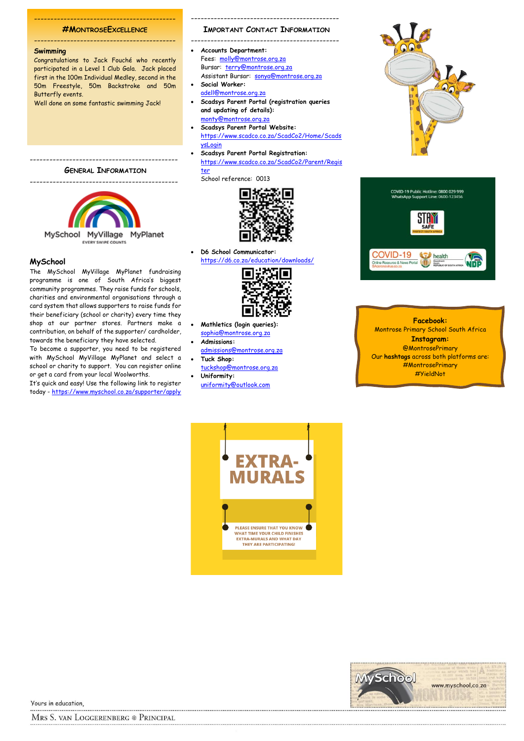## #MontroseExcellence

**Swimming**

Congratulations to Jack Fouché who recently participated in a Level 1 Club Gala. Jack placed first in the 100m Individual Medley, second in the 50m Freestyle, 50m Backstroke and 50m Butterfly events.

Well done on some fantastic swimming Jack!

## General Information

MySchool MyVillage MyPlanet

EVERY SWIPE COUNTS

### MySchool

The MySchool MyVillage MyPlanet fundraising programme is one of South Africa's biggest community programmes. They raise funds for schools, charities and environmental organisations through a card system that allows supporters to raise funds for their beneficiary (school or charity) every time they shop at our partner stores. Partners make a contribution, on behalf of the supporter/ cardholder, towards the beneficiary they have selected.

To become a supporter, you need to be registered with MySchool MyVillage MyPlanet and select a school or charity to support. You can register online or get a card from your local Woolworths.

It's quick and easy! Use the following link to register today - https://www.myschool.co.za/supporter/apply

## Important Contact Information

- **Accounts Department:**
  Fees: molly@montrose.org.za
  Bursar: terry@montrose.org.za
  Assistant Bursar: sonya@montrose.org.za
- **Social Worker:**
  adell@montrose.org.za
- **Scadsys Parent Portal (registration queries and updating of details):**
  monty@montrose.org.za
- **Scadsys Parent Portal Website:**
  https://www.scadco.co.za/ScadCo2/Home/ScadsysLogin
- **Scadsys Parent Portal Registration:**
  https://www.scadco.co.za/ScadCo2/Parent/Register
  School reference: 0013
- **D6 School Communicator:**
  https://d6.co.za/education/downloads/
- **Mathletics (login queries):**
  sophia@montrose.org.za
- **Admissions:**
  admissions@montrose.org.za
- **Tuck Shop:**
  tuckshop@montrose.org.za
- **Uniformity:**
  uniformity@outlook.com

COVID-19 Public Hotline: 0800 029 999
WhatsApp Support Line: 0600-123456

STAY SAFE

COVID-19 Online Resource & News Portal SAcoronavirus.co.za

**Facebook:**
Montrose Primary School South Africa
**Instagram:**
@MontrosePrimary
Our **hashtags** across both platforms are:
#MontrosePrimary
#YieldNot

EXTRA-MURALS

PLEASE ENSURE THAT YOU KNOW WHAT TIME YOUR CHILD FINISHES EXTRA-MURALS AND WHAT DAY THEY ARE PARTICIPATING!

MySchool www.myschool.co.za

Yours in education,

Mrs S. van Loggerenberg ❁ Principal